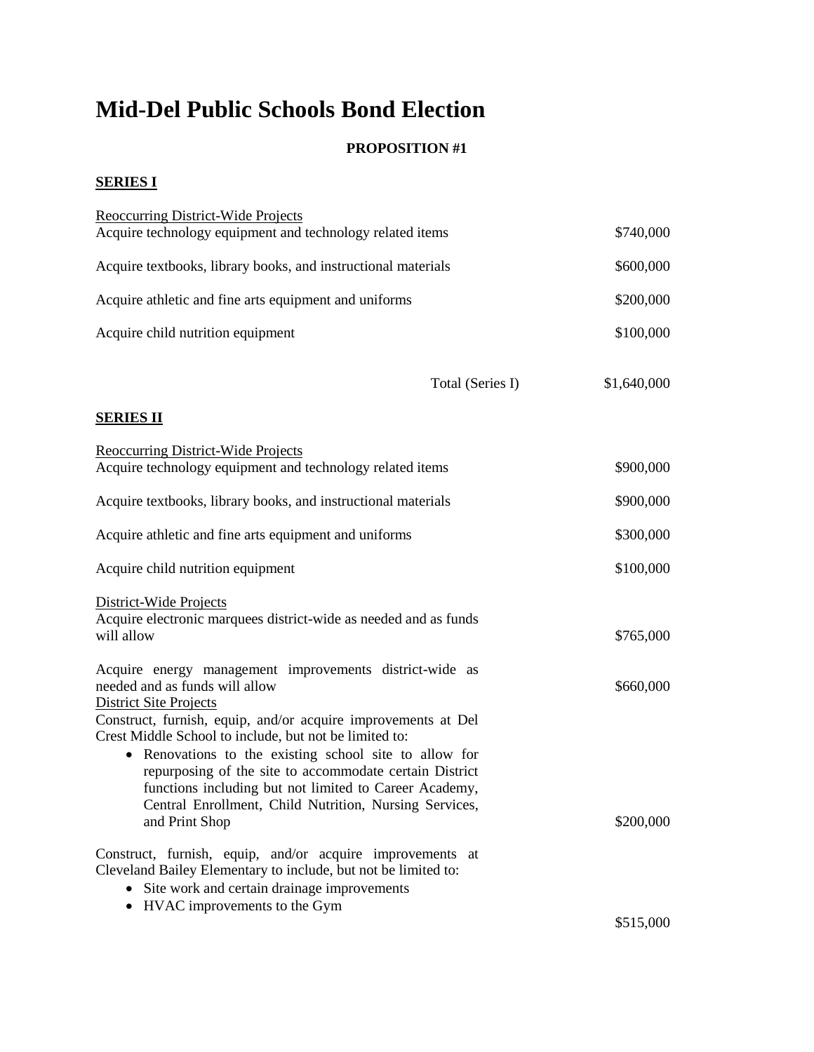# Mid-Del Public Schools Bond Election

**PROPOSITION #1**

**SERIES I**

| Item | Amount |
| --- | --- |
| Reoccurring District-Wide Projects | |
| Acquire technology equipment and technology related items | $740,000 |
| Acquire textbooks, library books, and instructional materials | $600,000 |
| Acquire athletic and fine arts equipment and uniforms | $200,000 |
| Acquire child nutrition equipment | $100,000 |
| Total (Series I) | $1,640,000 |

**SERIES II**

| Item | Amount |
| --- | --- |
| Reoccurring District-Wide Projects | |
| Acquire technology equipment and technology related items | $900,000 |
| Acquire textbooks, library books, and instructional materials | $900,000 |
| Acquire athletic and fine arts equipment and uniforms | $300,000 |
| Acquire child nutrition equipment | $100,000 |
| District-Wide Projects | |
| Acquire electronic marquees district-wide as needed and as funds will allow | $765,000 |
| Acquire energy management improvements district-wide as needed and as funds will allow | $660,000 |
| District Site Projects | |
| Construct, furnish, equip, and/or acquire improvements at Del Crest Middle School to include, but not be limited to: <br>• Renovations to the existing school site to allow for repurposing of the site to accommodate certain District functions including but not limited to Career Academy, Central Enrollment, Child Nutrition, Nursing Services, and Print Shop | $200,000 |
| Construct, furnish, equip, and/or acquire improvements at Cleveland Bailey Elementary to include, but not be limited to: <br>• Site work and certain drainage improvements <br>• HVAC improvements to the Gym | $515,000 |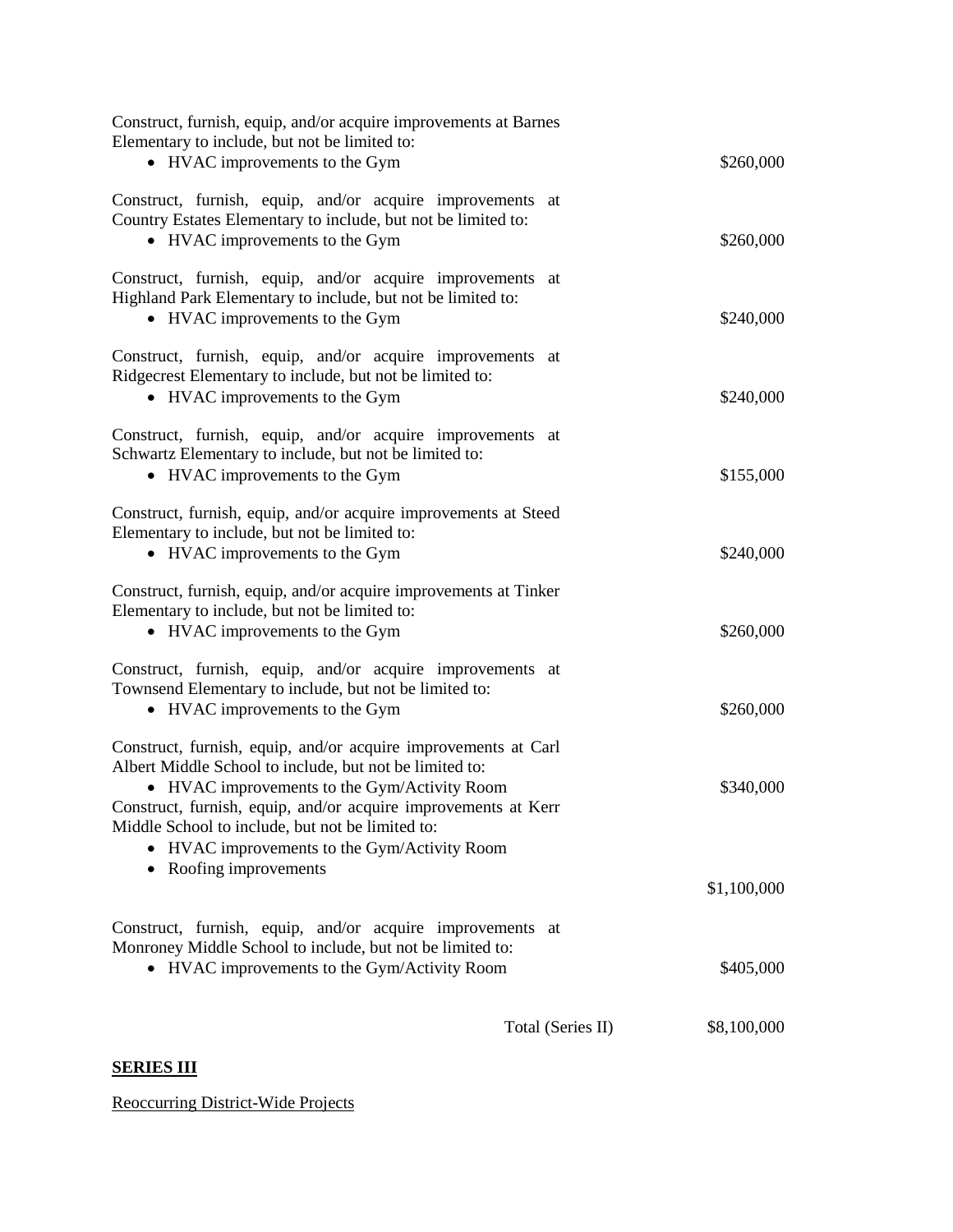Construct, furnish, equip, and/or acquire improvements at Barnes Elementary to include, but not be limited to:

- HVAC improvements to the Gym — $260,000

Construct, furnish, equip, and/or acquire improvements at Country Estates Elementary to include, but not be limited to:

- HVAC improvements to the Gym — $260,000

Construct, furnish, equip, and/or acquire improvements at Highland Park Elementary to include, but not be limited to:

- HVAC improvements to the Gym — $240,000

Construct, furnish, equip, and/or acquire improvements at Ridgecrest Elementary to include, but not be limited to:

- HVAC improvements to the Gym — $240,000

Construct, furnish, equip, and/or acquire improvements at Schwartz Elementary to include, but not be limited to:

- HVAC improvements to the Gym — $155,000

Construct, furnish, equip, and/or acquire improvements at Steed Elementary to include, but not be limited to:

- HVAC improvements to the Gym — $240,000

Construct, furnish, equip, and/or acquire improvements at Tinker Elementary to include, but not be limited to:

- HVAC improvements to the Gym — $260,000

Construct, furnish, equip, and/or acquire improvements at Townsend Elementary to include, but not be limited to:

- HVAC improvements to the Gym — $260,000

Construct, furnish, equip, and/or acquire improvements at Carl Albert Middle School to include, but not be limited to:

- HVAC improvements to the Gym/Activity Room — $340,000

Construct, furnish, equip, and/or acquire improvements at Kerr Middle School to include, but not be limited to:

- HVAC improvements to the Gym/Activity Room
- Roofing improvements

$1,100,000

Construct, furnish, equip, and/or acquire improvements at Monroney Middle School to include, but not be limited to:

- HVAC improvements to the Gym/Activity Room — $405,000

Total (Series II) — $8,100,000

**SERIES III**

Reoccurring District-Wide Projects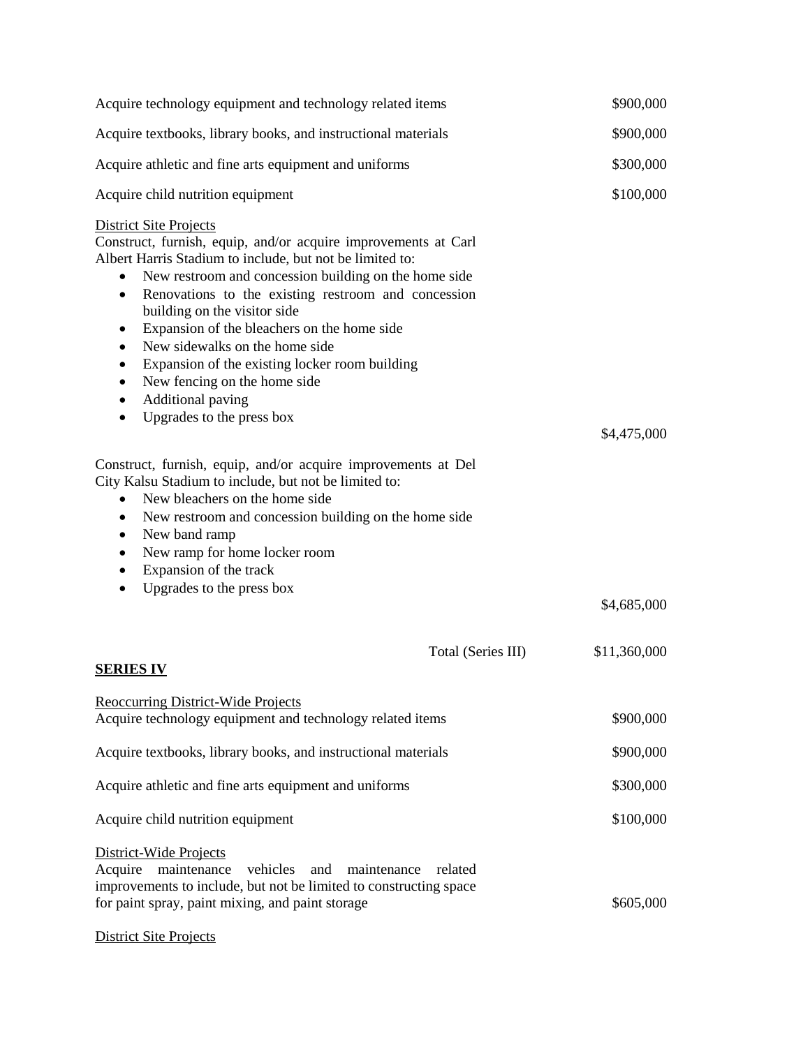| | |
|---|---|
| Acquire technology equipment and technology related items | $900,000 |
| Acquire textbooks, library books, and instructional materials | $900,000 |
| Acquire athletic and fine arts equipment and uniforms | $300,000 |
| Acquire child nutrition equipment | $100,000 |

District Site Projects

Construct, furnish, equip, and/or acquire improvements at Carl Albert Harris Stadium to include, but not be limited to:

- New restroom and concession building on the home side
- Renovations to the existing restroom and concession building on the visitor side
- Expansion of the bleachers on the home side
- New sidewalks on the home side
- Expansion of the existing locker room building
- New fencing on the home side
- Additional paving
- Upgrades to the press box

$4,475,000

Construct, furnish, equip, and/or acquire improvements at Del City Kalsu Stadium to include, but not be limited to:

- New bleachers on the home side
- New restroom and concession building on the home side
- New band ramp
- New ramp for home locker room
- Expansion of the track
- Upgrades to the press box

$4,685,000

Total (Series III) $11,360,000

**SERIES IV**

Reoccurring District-Wide Projects

| | |
|---|---|
| Acquire technology equipment and technology related items | $900,000 |
| Acquire textbooks, library books, and instructional materials | $900,000 |
| Acquire athletic and fine arts equipment and uniforms | $300,000 |
| Acquire child nutrition equipment | $100,000 |

District-Wide Projects

Acquire maintenance vehicles and maintenance related improvements to include, but not be limited to constructing space for paint spray, paint mixing, and paint storage $605,000

District Site Projects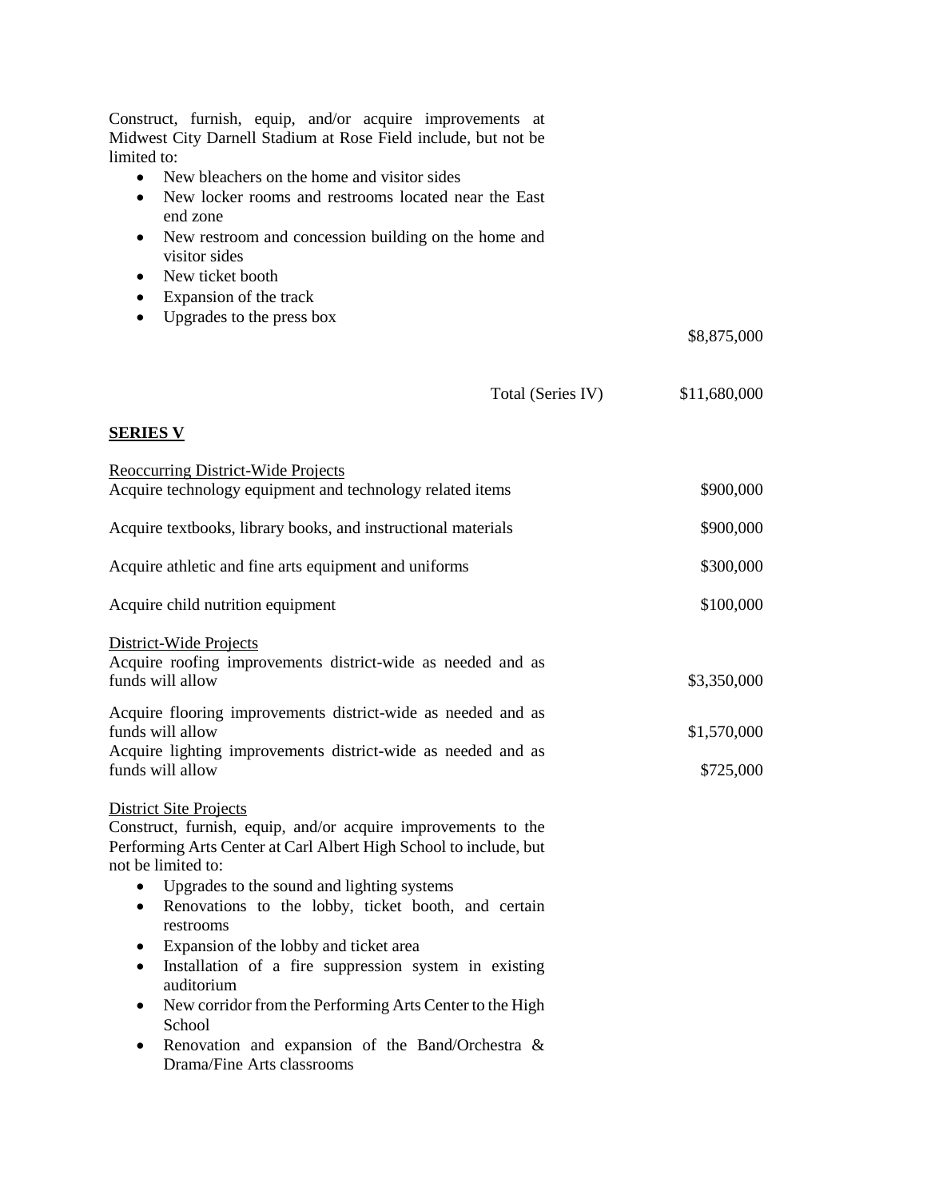Construct, furnish, equip, and/or acquire improvements at Midwest City Darnell Stadium at Rose Field include, but not be limited to:

- New bleachers on the home and visitor sides
- New locker rooms and restrooms located near the East end zone
- New restroom and concession building on the home and visitor sides
- New ticket booth
- Expansion of the track
- Upgrades to the press box

$8,875,000

Total (Series IV) $11,680,000

**SERIES V**

Reoccurring District-Wide Projects

| | |
|---|---|
| Acquire technology equipment and technology related items | $900,000 |
| Acquire textbooks, library books, and instructional materials | $900,000 |
| Acquire athletic and fine arts equipment and uniforms | $300,000 |
| Acquire child nutrition equipment | $100,000 |

District-Wide Projects

| | |
|---|---|
| Acquire roofing improvements district-wide as needed and as funds will allow | $3,350,000 |
| Acquire flooring improvements district-wide as needed and as funds will allow | $1,570,000 |
| Acquire lighting improvements district-wide as needed and as funds will allow | $725,000 |

District Site Projects

Construct, furnish, equip, and/or acquire improvements to the Performing Arts Center at Carl Albert High School to include, but not be limited to:

- Upgrades to the sound and lighting systems
- Renovations to the lobby, ticket booth, and certain restrooms
- Expansion of the lobby and ticket area
- Installation of a fire suppression system in existing auditorium
- New corridor from the Performing Arts Center to the High School
- Renovation and expansion of the Band/Orchestra & Drama/Fine Arts classrooms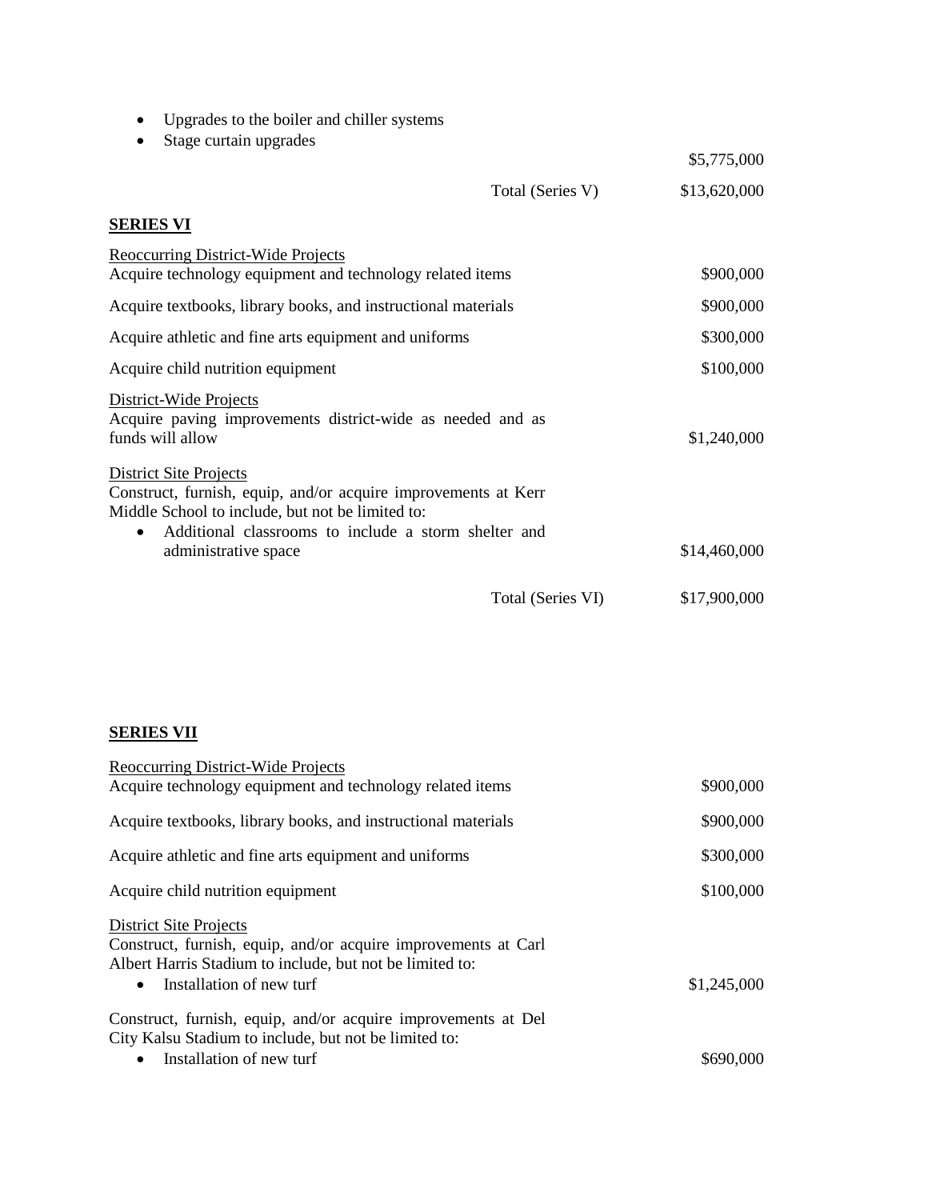- Upgrades to the boiler and chiller systems
- Stage curtain upgrades

$5,775,000

Total (Series V) $13,620,000

**SERIES VI**

| | |
|---|---|
| Reoccurring District-Wide Projects<br>Acquire technology equipment and technology related items | $900,000 |
| Acquire textbooks, library books, and instructional materials | $900,000 |
| Acquire athletic and fine arts equipment and uniforms | $300,000 |
| Acquire child nutrition equipment | $100,000 |
| District-Wide Projects<br>Acquire paving improvements district-wide as needed and as funds will allow | $1,240,000 |
| District Site Projects<br>Construct, furnish, equip, and/or acquire improvements at Kerr Middle School to include, but not be limited to:<br>• Additional classrooms to include a storm shelter and administrative space | $14,460,000 |
| Total (Series VI) | $17,900,000 |

**SERIES VII**

| | |
|---|---|
| Reoccurring District-Wide Projects<br>Acquire technology equipment and technology related items | $900,000 |
| Acquire textbooks, library books, and instructional materials | $900,000 |
| Acquire athletic and fine arts equipment and uniforms | $300,000 |
| Acquire child nutrition equipment | $100,000 |
| District Site Projects<br>Construct, furnish, equip, and/or acquire improvements at Carl Albert Harris Stadium to include, but not be limited to:<br>• Installation of new turf | $1,245,000 |
| Construct, furnish, equip, and/or acquire improvements at Del City Kalsu Stadium to include, but not be limited to:<br>• Installation of new turf | $690,000 |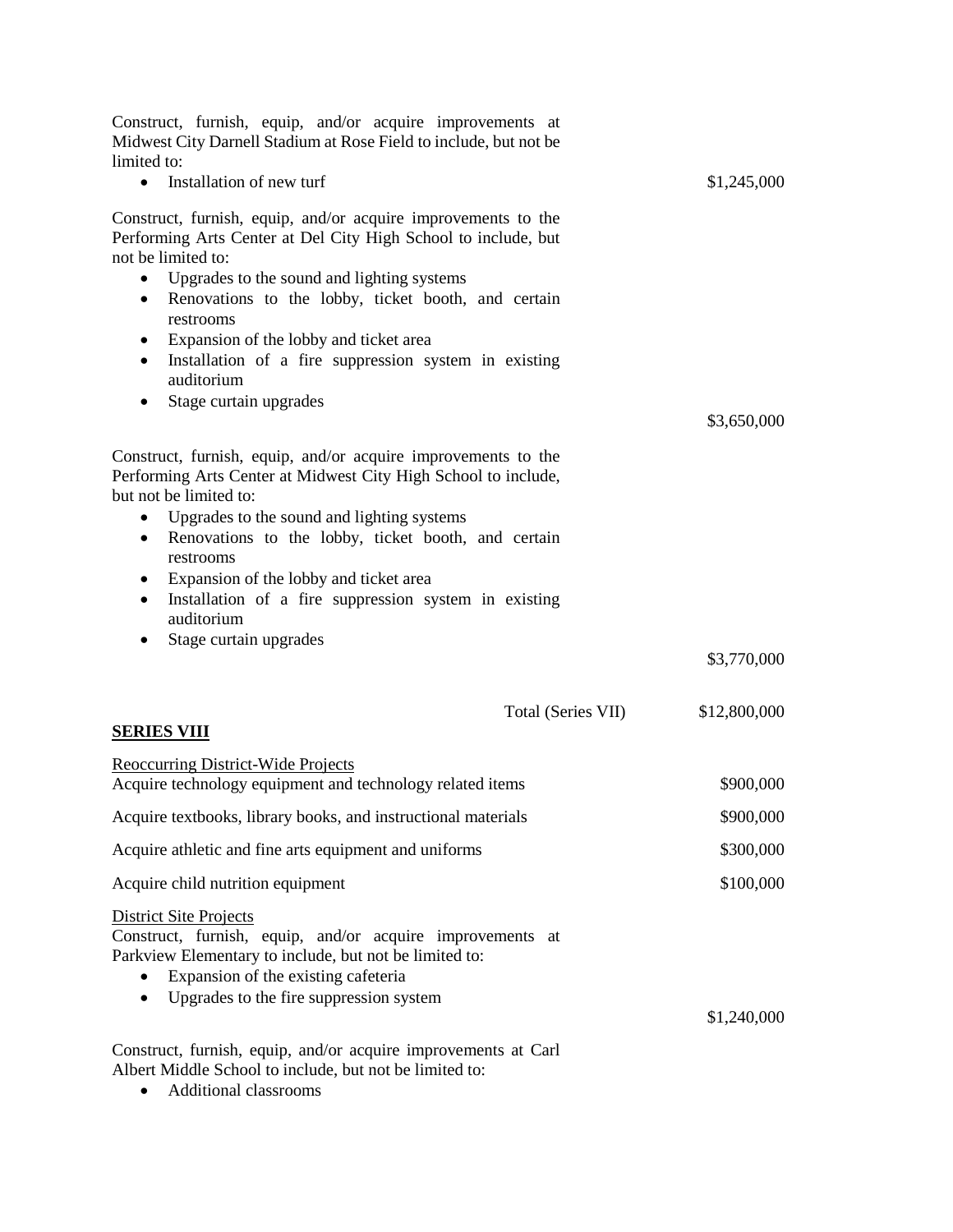Construct, furnish, equip, and/or acquire improvements at Midwest City Darnell Stadium at Rose Field to include, but not be limited to:

- Installation of new turf

$1,245,000

Construct, furnish, equip, and/or acquire improvements to the Performing Arts Center at Del City High School to include, but not be limited to:

- Upgrades to the sound and lighting systems
- Renovations to the lobby, ticket booth, and certain restrooms
- Expansion of the lobby and ticket area
- Installation of a fire suppression system in existing auditorium
- Stage curtain upgrades

$3,650,000

Construct, furnish, equip, and/or acquire improvements to the Performing Arts Center at Midwest City High School to include, but not be limited to:

- Upgrades to the sound and lighting systems
- Renovations to the lobby, ticket booth, and certain restrooms
- Expansion of the lobby and ticket area
- Installation of a fire suppression system in existing auditorium
- Stage curtain upgrades

$3,770,000

Total (Series VII) $12,800,000

**SERIES VIII**

Reoccurring District-Wide Projects

| | |
|---|---|
| Acquire technology equipment and technology related items | $900,000 |
| Acquire textbooks, library books, and instructional materials | $900,000 |
| Acquire athletic and fine arts equipment and uniforms | $300,000 |
| Acquire child nutrition equipment | $100,000 |

District Site Projects

Construct, furnish, equip, and/or acquire improvements at Parkview Elementary to include, but not be limited to:

- Expansion of the existing cafeteria
- Upgrades to the fire suppression system

$1,240,000

Construct, furnish, equip, and/or acquire improvements at Carl Albert Middle School to include, but not be limited to:

- Additional classrooms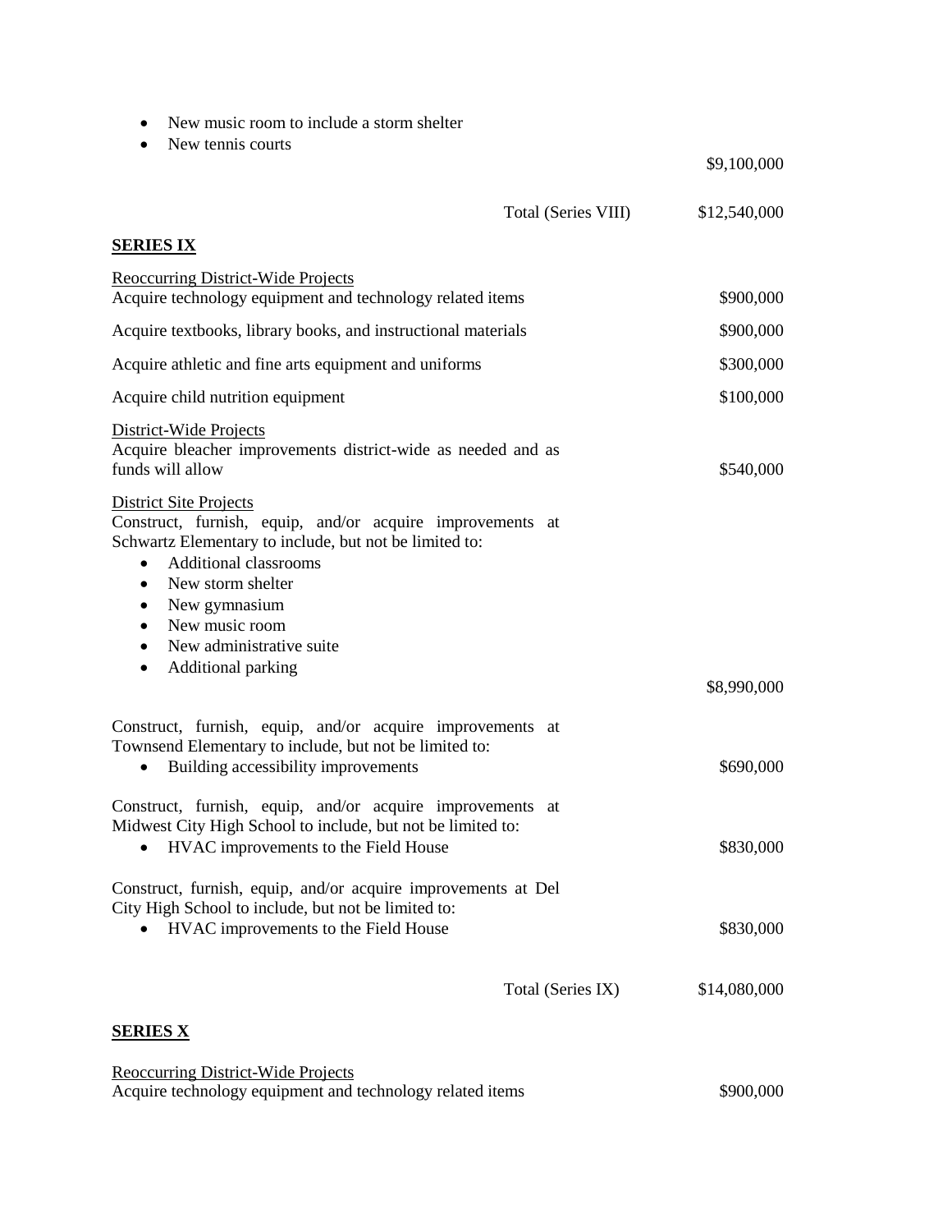- New music room to include a storm shelter
- New tennis courts

$9,100,000

Total (Series VIII) $12,540,000

**SERIES IX**

Reoccurring District-Wide Projects

| | |
|---|---|
| Acquire technology equipment and technology related items | $900,000 |
| Acquire textbooks, library books, and instructional materials | $900,000 |
| Acquire athletic and fine arts equipment and uniforms | $300,000 |
| Acquire child nutrition equipment | $100,000 |

District-Wide Projects

Acquire bleacher improvements district-wide as needed and as funds will allow $540,000

District Site Projects

Construct, furnish, equip, and/or acquire improvements at Schwartz Elementary to include, but not be limited to:

- Additional classrooms
- New storm shelter
- New gymnasium
- New music room
- New administrative suite
- Additional parking

$8,990,000

Construct, furnish, equip, and/or acquire improvements at Townsend Elementary to include, but not be limited to:

- Building accessibility improvements $690,000

Construct, furnish, equip, and/or acquire improvements at Midwest City High School to include, but not be limited to:

- HVAC improvements to the Field House $830,000

Construct, furnish, equip, and/or acquire improvements at Del City High School to include, but not be limited to:

- HVAC improvements to the Field House $830,000

Total (Series IX) $14,080,000

**SERIES X**

Reoccurring District-Wide Projects

Acquire technology equipment and technology related items $900,000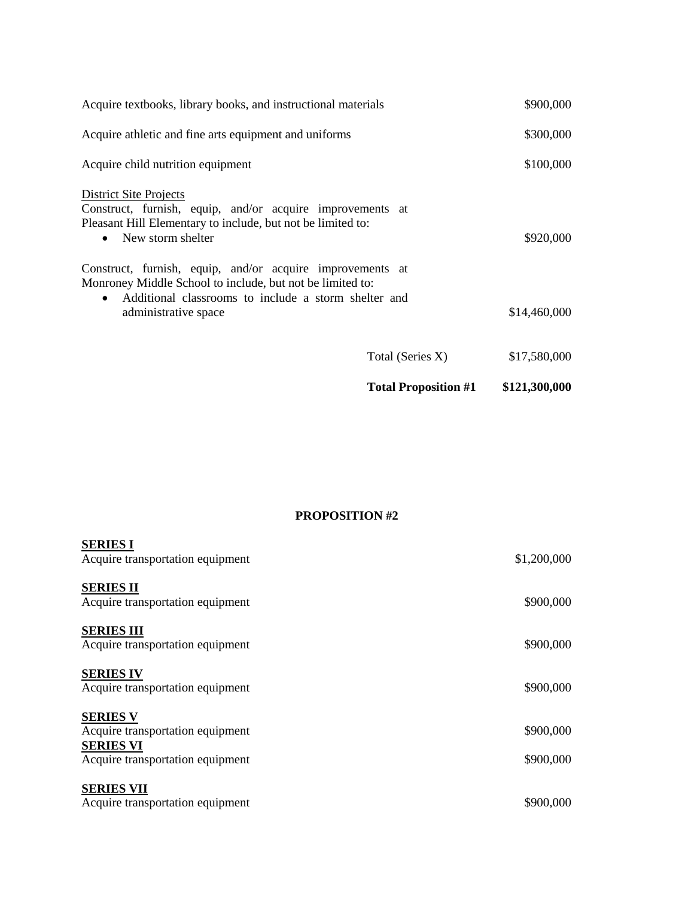| | |
|---|---|
| Acquire textbooks, library books, and instructional materials | $900,000 |
| Acquire athletic and fine arts equipment and uniforms | $300,000 |
| Acquire child nutrition equipment | $100,000 |

<u>District Site Projects</u>

Construct, furnish, equip, and/or acquire improvements at Pleasant Hill Elementary to include, but not be limited to:

- New storm shelter — $920,000

Construct, furnish, equip, and/or acquire improvements at Monroney Middle School to include, but not be limited to:

- Additional classrooms to include a storm shelter and administrative space — $14,460,000

| | |
|---|---|
| Total (Series X) | $17,580,000 |
| **Total Proposition #1** | **$121,300,000** |

**PROPOSITION #2**

| | |
|---|---|
| **<u>SERIES I</u>** | |
| Acquire transportation equipment | $1,200,000 |
| **<u>SERIES II</u>** | |
| Acquire transportation equipment | $900,000 |
| **<u>SERIES III</u>** | |
| Acquire transportation equipment | $900,000 |
| **<u>SERIES IV</u>** | |
| Acquire transportation equipment | $900,000 |
| **<u>SERIES V</u>** | |
| Acquire transportation equipment | $900,000 |
| **<u>SERIES VI</u>** | |
| Acquire transportation equipment | $900,000 |
| **<u>SERIES VII</u>** | |
| Acquire transportation equipment | $900,000 |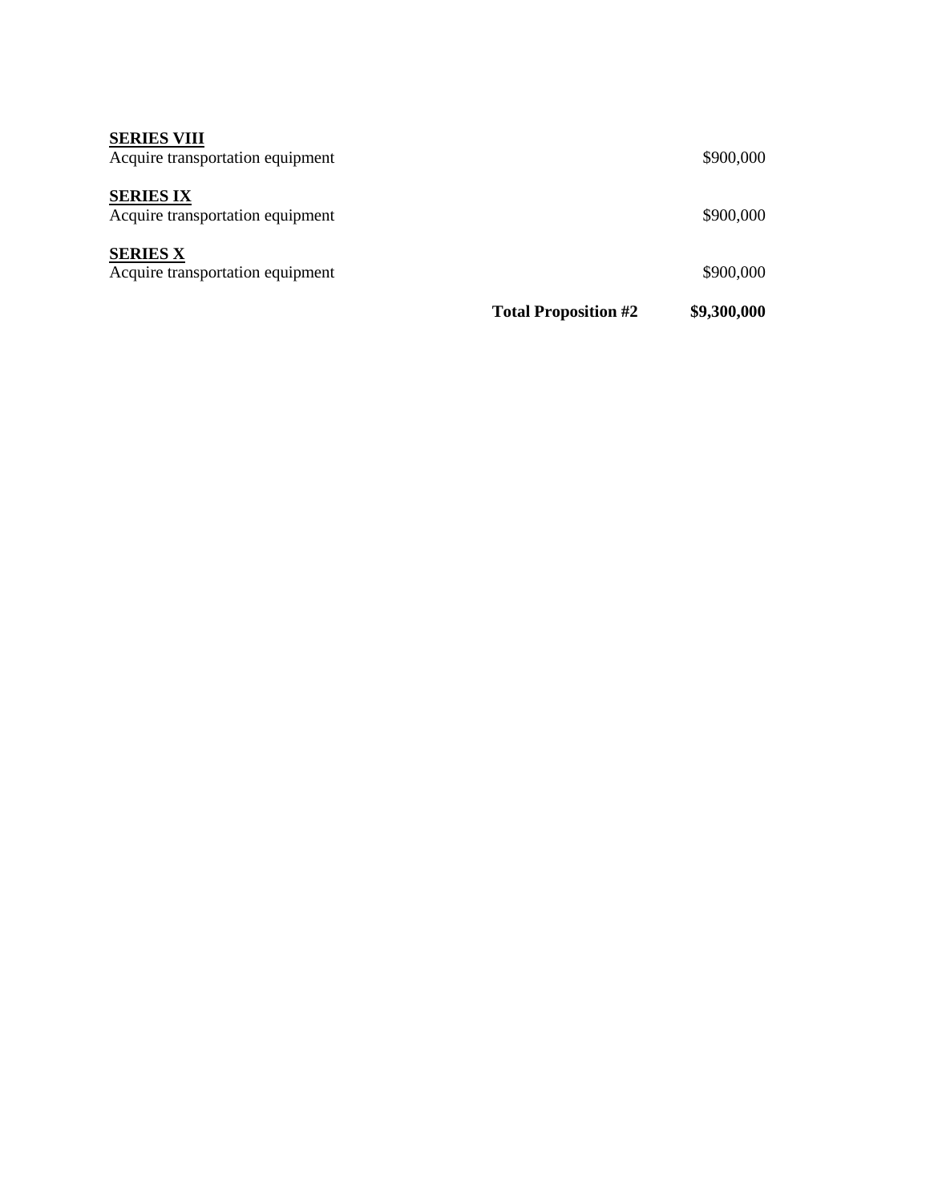**SERIES VIII**

Acquire transportation equipment $900,000

**SERIES IX**

Acquire transportation equipment $900,000

**SERIES X**

Acquire transportation equipment $900,000

**Total Proposition #2** **$9,300,000**